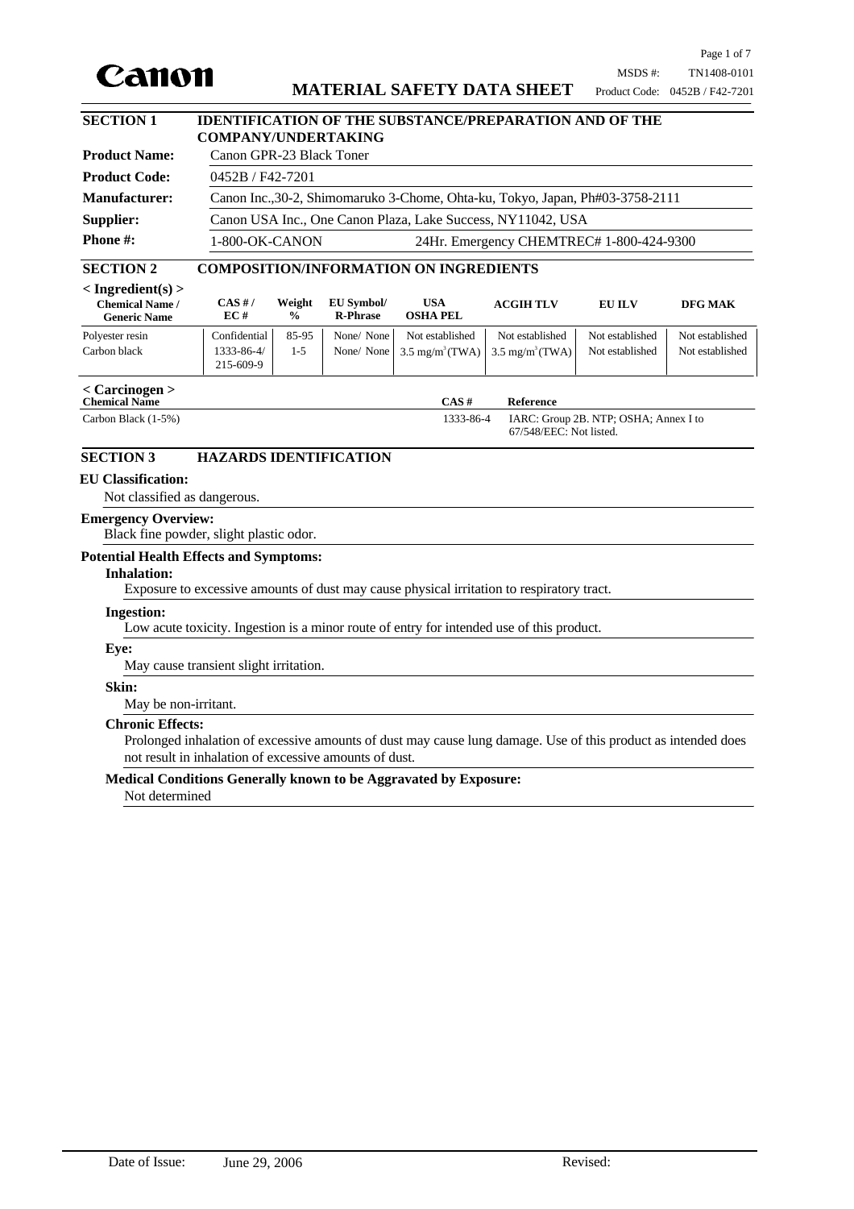**Canon** — **MATERIAL SAFETY DATA SHEET**

MSDS #: TN1408-0101
Product Code: 0452B / F42-7201

## SECTION 1 IDENTIFICATION OF THE SUBSTANCE/PREPARATION AND OF THE COMPANY/UNDERTAKING

**Product Name:** Canon GPR-23 Black Toner

**Product Code:** 0452B / F42-7201

**Manufacturer:** Canon Inc.,30-2, Shimomaruko 3-Chome, Ohta-ku, Tokyo, Japan, Ph#03-3758-2111

**Supplier:** Canon USA Inc., One Canon Plaza, Lake Success, NY11042, USA

**Phone #:** 1-800-OK-CANON 24Hr. Emergency CHEMTREC# 1-800-424-9300

## SECTION 2 COMPOSITION/INFORMATION ON INGREDIENTS

**< Ingredient(s) >**

| Chemical Name / Generic Name | CAS # / EC # | Weight % | EU Symbol/ R-Phrase | USA OSHA PEL | ACGIH TLV | EU ILV | DFG MAK |
|---|---|---|---|---|---|---|---|
| Polyester resin | Confidential | 85-95 | None/ None | Not established | Not established | Not established | Not established |
| Carbon black | 1333-86-4/ 215-609-9 | 1-5 | None/ None | 3.5 mg/m$^3$(TWA) | 3.5 mg/m$^3$(TWA) | Not established | Not established |

**< Carcinogen >**

| Chemical Name | CAS # | Reference |
|---|---|---|
| Carbon Black (1-5%) | 1333-86-4 | IARC: Group 2B. NTP; OSHA; Annex I to 67/548/EEC: Not listed. |

## SECTION 3 HAZARDS IDENTIFICATION

**EU Classification:**

Not classified as dangerous.

**Emergency Overview:**

Black fine powder, slight plastic odor.

**Potential Health Effects and Symptoms:**

**Inhalation:**

Exposure to excessive amounts of dust may cause physical irritation to respiratory tract.

**Ingestion:**

Low acute toxicity. Ingestion is a minor route of entry for intended use of this product.

**Eye:**

May cause transient slight irritation.

**Skin:**

May be non-irritant.

**Chronic Effects:**

Prolonged inhalation of excessive amounts of dust may cause lung damage. Use of this product as intended does not result in inhalation of excessive amounts of dust.

**Medical Conditions Generally known to be Aggravated by Exposure:**

Not determined

Date of Issue: June 29, 2006 Revised: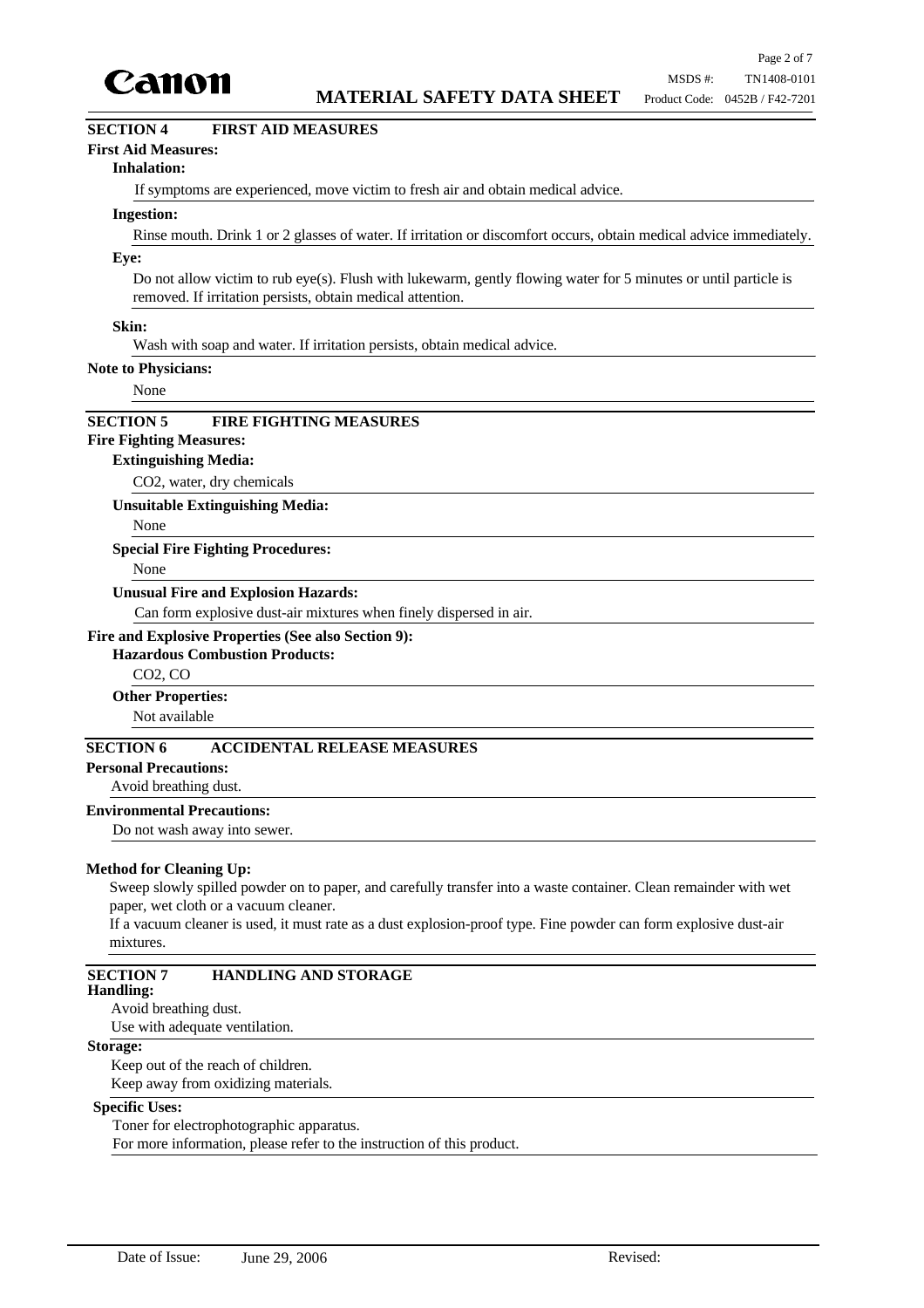## SECTION 4 FIRST AID MEASURES

**First Aid Measures:**

**Inhalation:**

If symptoms are experienced, move victim to fresh air and obtain medical advice.

**Ingestion:**

Rinse mouth. Drink 1 or 2 glasses of water. If irritation or discomfort occurs, obtain medical advice immediately.

**Eye:**

Do not allow victim to rub eye(s). Flush with lukewarm, gently flowing water for 5 minutes or until particle is removed. If irritation persists, obtain medical attention.

**Skin:**

Wash with soap and water. If irritation persists, obtain medical advice.

**Note to Physicians:**

None

## SECTION 5 FIRE FIGHTING MEASURES

**Fire Fighting Measures:**

**Extinguishing Media:**

$CO_2$, water, dry chemicals

**Unsuitable Extinguishing Media:**

None

**Special Fire Fighting Procedures:**

None

**Unusual Fire and Explosion Hazards:**

Can form explosive dust-air mixtures when finely dispersed in air.

**Fire and Explosive Properties (See also Section 9):**

**Hazardous Combustion Products:**

$CO_2$, CO

**Other Properties:**

Not available

## SECTION 6 ACCIDENTAL RELEASE MEASURES

**Personal Precautions:**

Avoid breathing dust.

**Environmental Precautions:**

Do not wash away into sewer.

**Method for Cleaning Up:**

Sweep slowly spilled powder on to paper, and carefully transfer into a waste container. Clean remainder with wet paper, wet cloth or a vacuum cleaner.

If a vacuum cleaner is used, it must rate as a dust explosion-proof type. Fine powder can form explosive dust-air mixtures.

## SECTION 7 HANDLING AND STORAGE

**Handling:**

Avoid breathing dust.

Use with adequate ventilation.

**Storage:**

Keep out of the reach of children.

Keep away from oxidizing materials.

**Specific Uses:**

Toner for electrophotographic apparatus.

For more information, please refer to the instruction of this product.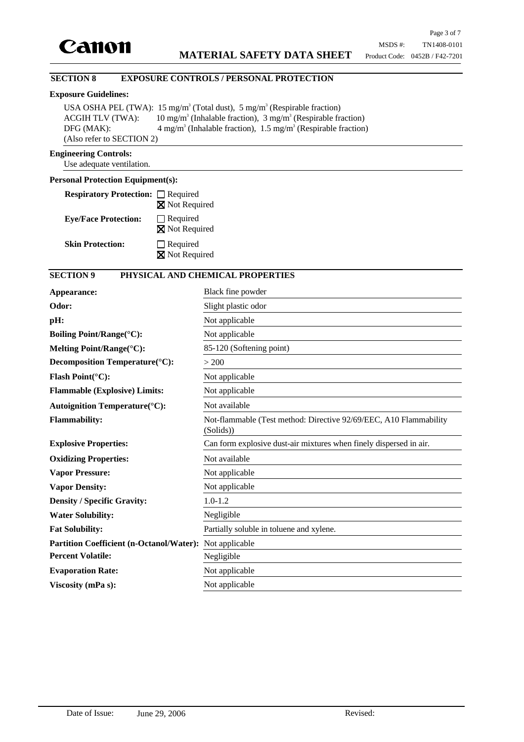## SECTION 8 EXPOSURE CONTROLS / PERSONAL PROTECTION

**Exposure Guidelines:**

USA OSHA PEL (TWA): 15 mg/m$^3$ (Total dust), 5 mg/m$^3$ (Respirable fraction)
ACGIH TLV (TWA): 10 mg/m$^3$ (Inhalable fraction), 3 mg/m$^3$ (Respirable fraction)
DFG (MAK): 4 mg/m$^3$ (Inhalable fraction), 1.5 mg/m$^3$ (Respirable fraction)
(Also refer to SECTION 2)

**Engineering Controls:**

Use adequate ventilation.

**Personal Protection Equipment(s):**

**Respiratory Protection:** ☐ Required
☒ Not Required

**Eye/Face Protection:** ☐ Required
☒ Not Required

**Skin Protection:** ☐ Required
☒ Not Required

## SECTION 9 PHYSICAL AND CHEMICAL PROPERTIES

| | |
|---|---|
| **Appearance:** | Black fine powder |
| **Odor:** | Slight plastic odor |
| **pH:** | Not applicable |
| **Boiling Point/Range(°C):** | Not applicable |
| **Melting Point/Range(°C):** | 85-120 (Softening point) |
| **Decomposition Temperature(°C):** | > 200 |
| **Flash Point(°C):** | Not applicable |
| **Flammable (Explosive) Limits:** | Not applicable |
| **Autoignition Temperature(°C):** | Not available |
| **Flammability:** | Not-flammable (Test method: Directive 92/69/EEC, A10 Flammability (Solids)) |
| **Explosive Properties:** | Can form explosive dust-air mixtures when finely dispersed in air. |
| **Oxidizing Properties:** | Not available |
| **Vapor Pressure:** | Not applicable |
| **Vapor Density:** | Not applicable |
| **Density / Specific Gravity:** | 1.0-1.2 |
| **Water Solubility:** | Negligible |
| **Fat Solubility:** | Partially soluble in toluene and xylene. |
| **Partition Coefficient (n-Octanol/Water):** | Not applicable |
| **Percent Volatile:** | Negligible |
| **Evaporation Rate:** | Not applicable |
| **Viscosity (mPa s):** | Not applicable |

Date of Issue: June 29, 2006 Revised: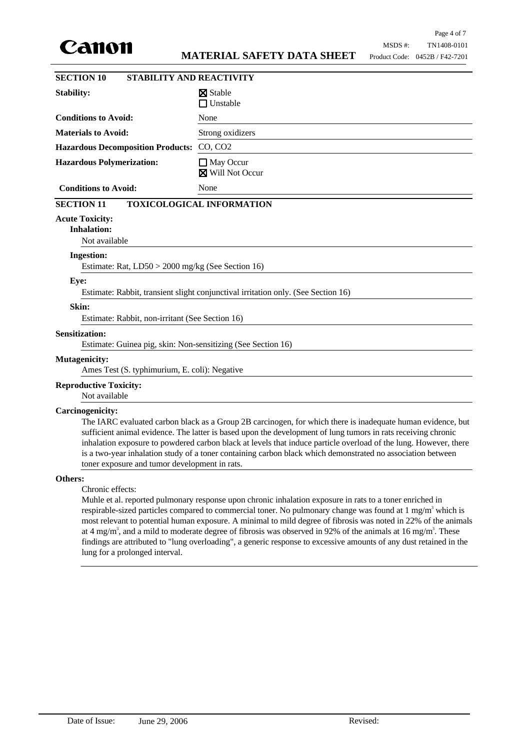## SECTION 10 STABILITY AND REACTIVITY

| | |
|---|---|
| **Stability:** | ☒ Stable<br>☐ Unstable |
| **Conditions to Avoid:** | None |
| **Materials to Avoid:** | Strong oxidizers |
| **Hazardous Decomposition Products:** | CO, $CO_2$ |
| **Hazardous Polymerization:** | ☐ May Occur<br>☒ Will Not Occur |
| **Conditions to Avoid:** | None |

## SECTION 11 TOXICOLOGICAL INFORMATION

**Acute Toxicity:**

**Inhalation:**

Not available

**Ingestion:**

Estimate: Rat, LD50 > 2000 mg/kg (See Section 16)

**Eye:**

Estimate: Rabbit, transient slight conjunctival irritation only. (See Section 16)

**Skin:**

Estimate: Rabbit, non-irritant (See Section 16)

**Sensitization:**

Estimate: Guinea pig, skin: Non-sensitizing (See Section 16)

**Mutagenicity:**

Ames Test (S. typhimurium, E. coli): Negative

**Reproductive Toxicity:**

Not available

**Carcinogenicity:**

The IARC evaluated carbon black as a Group 2B carcinogen, for which there is inadequate human evidence, but sufficient animal evidence. The latter is based upon the development of lung tumors in rats receiving chronic inhalation exposure to powdered carbon black at levels that induce particle overload of the lung. However, there is a two-year inhalation study of a toner containing carbon black which demonstrated no association between toner exposure and tumor development in rats.

**Others:**

Chronic effects:

Muhle et al. reported pulmonary response upon chronic inhalation exposure in rats to a toner enriched in respirable-sized particles compared to commercial toner. No pulmonary change was found at 1 $mg/m^3$ which is most relevant to potential human exposure. A minimal to mild degree of fibrosis was noted in 22% of the animals at 4 $mg/m^3$, and a mild to moderate degree of fibrosis was observed in 92% of the animals at 16 $mg/m^3$. These findings are attributed to "lung overloading", a generic response to excessive amounts of any dust retained in the lung for a prolonged interval.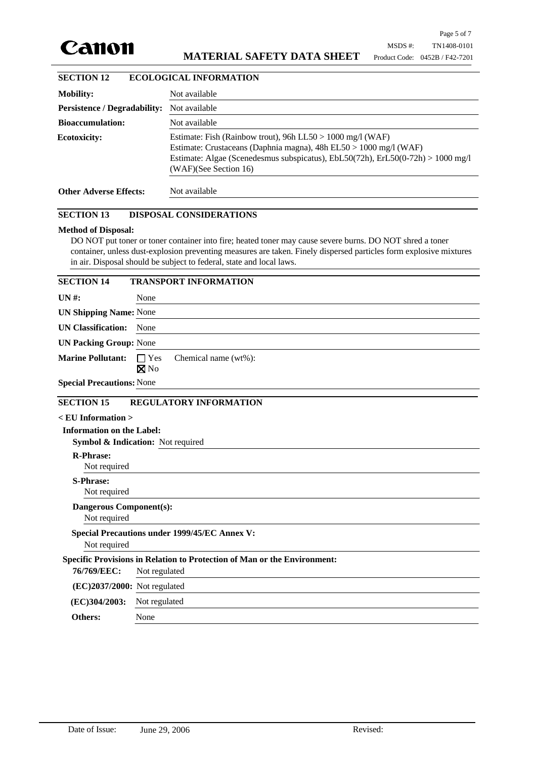## SECTION 12 ECOLOGICAL INFORMATION

| | |
|---|---|
| **Mobility:** | Not available |
| **Persistence / Degradability:** | Not available |
| **Bioaccumulation:** | Not available |
| **Ecotoxicity:** | Estimate: Fish (Rainbow trout), 96h LL50 > 1000 mg/l (WAF)<br>Estimate: Crustaceans (Daphnia magna), 48h EL50 > 1000 mg/l (WAF)<br>Estimate: Algae (Scenedesmus subspicatus), EbL50(72h), ErL50(0-72h) > 1000 mg/l (WAF)(See Section 16) |
| **Other Adverse Effects:** | Not available |

## SECTION 13 DISPOSAL CONSIDERATIONS

**Method of Disposal:**

DO NOT put toner or toner container into fire; heated toner may cause severe burns. DO NOT shred a toner container, unless dust-explosion preventing measures are taken. Finely dispersed particles form explosive mixtures in air. Disposal should be subject to federal, state and local laws.

## SECTION 14 TRANSPORT INFORMATION

| | |
|---|---|
| **UN #:** | None |
| **UN Shipping Name:** | None |
| **UN Classification:** | None |
| **UN Packing Group:** | None |
| **Marine Pollutant:** | ☐ Yes ☒ No Chemical name (wt%): |
| **Special Precautions:** | None |

## SECTION 15 REGULATORY INFORMATION

**< EU Information >**

**Information on the Label:**

**Symbol & Indication:** Not required

**R-Phrase:**
Not required

**S-Phrase:**
Not required

**Dangerous Component(s):**
Not required

**Special Precautions under 1999/45/EC Annex V:**
Not required

**Specific Provisions in Relation to Protection of Man or the Environment:**

| | |
|---|---|
| **76/769/EEC:** | Not regulated |
| **(EC)2037/2000:** | Not regulated |
| **(EC)304/2003:** | Not regulated |
| **Others:** | None |

Date of Issue: June 29, 2006 Revised: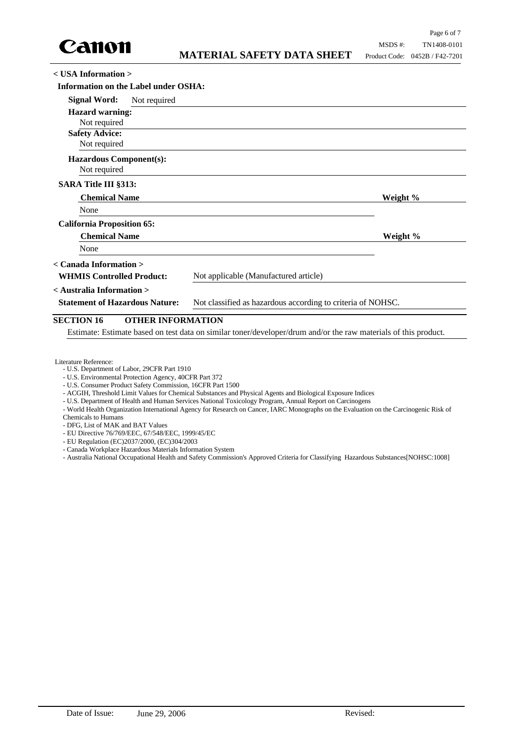**< USA Information >**

**Information on the Label under OSHA:**

**Signal Word:** Not required

**Hazard warning:**
Not required

**Safety Advice:**
Not required

**Hazardous Component(s):**
Not required

**SARA Title III §313:**

| Chemical Name | Weight % |
|---|---|
| None | |

**California Proposition 65:**

| Chemical Name | Weight % |
|---|---|
| None | |

**< Canada Information >**

**WHMIS Controlled Product:** Not applicable (Manufactured article)

**< Australia Information >**

**Statement of Hazardous Nature:** Not classified as hazardous according to criteria of NOHSC.

## SECTION 16 OTHER INFORMATION

Estimate: Estimate based on test data on similar toner/developer/drum and/or the raw materials of this product.

Literature Reference:

- U.S. Department of Labor, 29CFR Part 1910
- U.S. Environmental Protection Agency, 40CFR Part 372
- U.S. Consumer Product Safety Commission, 16CFR Part 1500
- ACGIH, Threshold Limit Values for Chemical Substances and Physical Agents and Biological Exposure Indices
- U.S. Department of Health and Human Services National Toxicology Program, Annual Report on Carcinogens
- World Health Organization International Agency for Research on Cancer, IARC Monographs on the Evaluation on the Carcinogenic Risk of Chemicals to Humans
- DFG, List of MAK and BAT Values
- EU Directive 76/769/EEC, 67/548/EEC, 1999/45/EC
- EU Regulation (EC)2037/2000, (EC)304/2003
- Canada Workplace Hazardous Materials Information System
- Australia National Occupational Health and Safety Commission's Approved Criteria for Classifying Hazardous Substances[NOHSC:1008]

Date of Issue: June 29, 2006 Revised: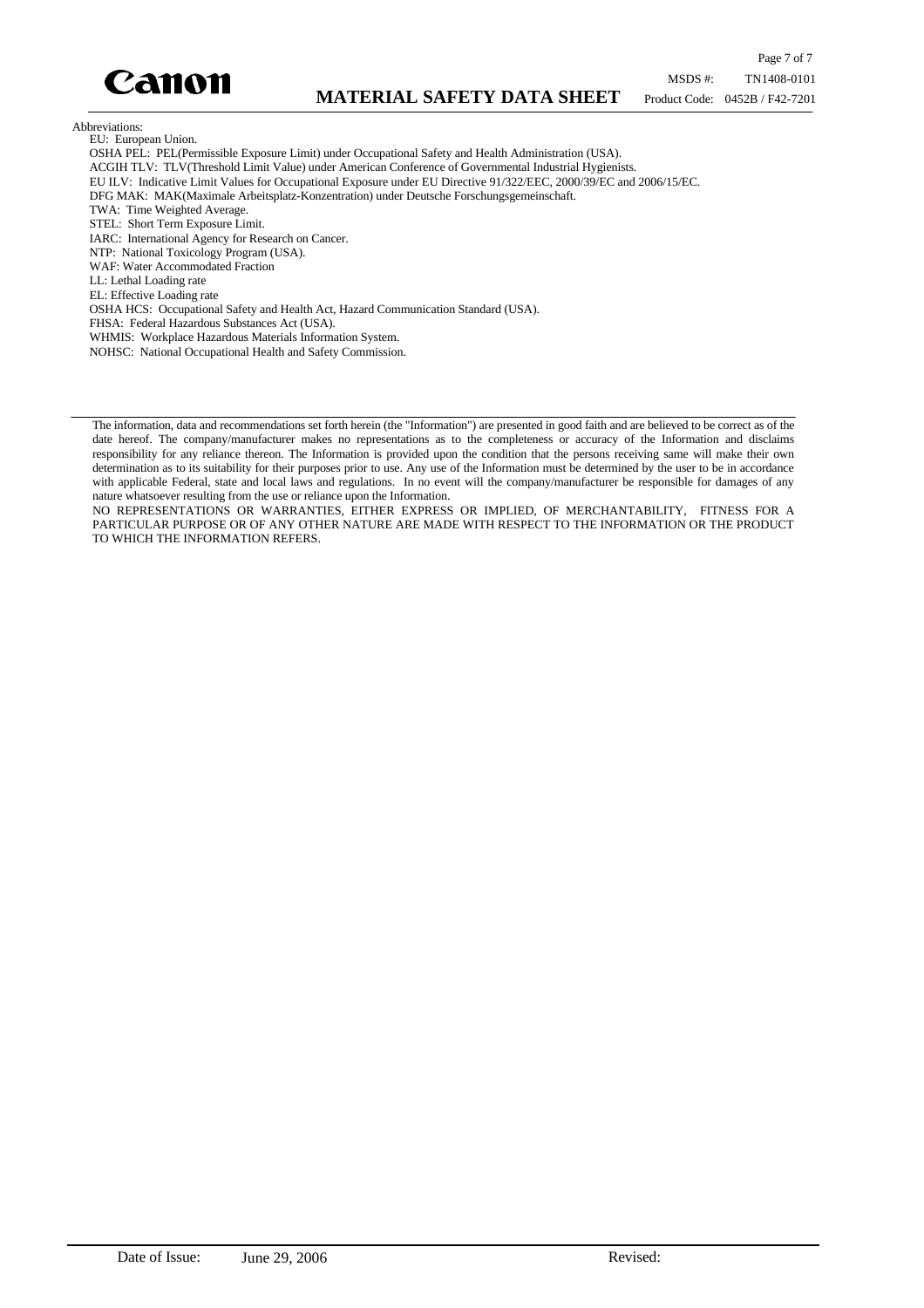Abbreviations:

- EU: European Union.
- OSHA PEL: PEL(Permissible Exposure Limit) under Occupational Safety and Health Administration (USA).
- ACGIH TLV: TLV(Threshold Limit Value) under American Conference of Governmental Industrial Hygienists.
- EU ILV: Indicative Limit Values for Occupational Exposure under EU Directive 91/322/EEC, 2000/39/EC and 2006/15/EC.
- DFG MAK: MAK(Maximale Arbeitsplatz-Konzentration) under Deutsche Forschungsgemeinschaft.
- TWA: Time Weighted Average.
- STEL: Short Term Exposure Limit.
- IARC: International Agency for Research on Cancer.
- NTP: National Toxicology Program (USA).
- WAF: Water Accommodated Fraction
- LL: Lethal Loading rate
- EL: Effective Loading rate
- OSHA HCS: Occupational Safety and Health Act, Hazard Communication Standard (USA).
- FHSA: Federal Hazardous Substances Act (USA).
- WHMIS: Workplace Hazardous Materials Information System.
- NOHSC: National Occupational Health and Safety Commission.

---

The information, data and recommendations set forth herein (the "Information") are presented in good faith and are believed to be correct as of the date hereof. The company/manufacturer makes no representations as to the completeness or accuracy of the Information and disclaims responsibility for any reliance thereon. The Information is provided upon the condition that the persons receiving same will make their own determination as to its suitability for their purposes prior to use. Any use of the Information must be determined by the user to be in accordance with applicable Federal, state and local laws and regulations. In no event will the company/manufacturer be responsible for damages of any nature whatsoever resulting from the use or reliance upon the Information.

NO REPRESENTATIONS OR WARRANTIES, EITHER EXPRESS OR IMPLIED, OF MERCHANTABILITY, FITNESS FOR A PARTICULAR PURPOSE OR OF ANY OTHER NATURE ARE MADE WITH RESPECT TO THE INFORMATION OR THE PRODUCT TO WHICH THE INFORMATION REFERS.